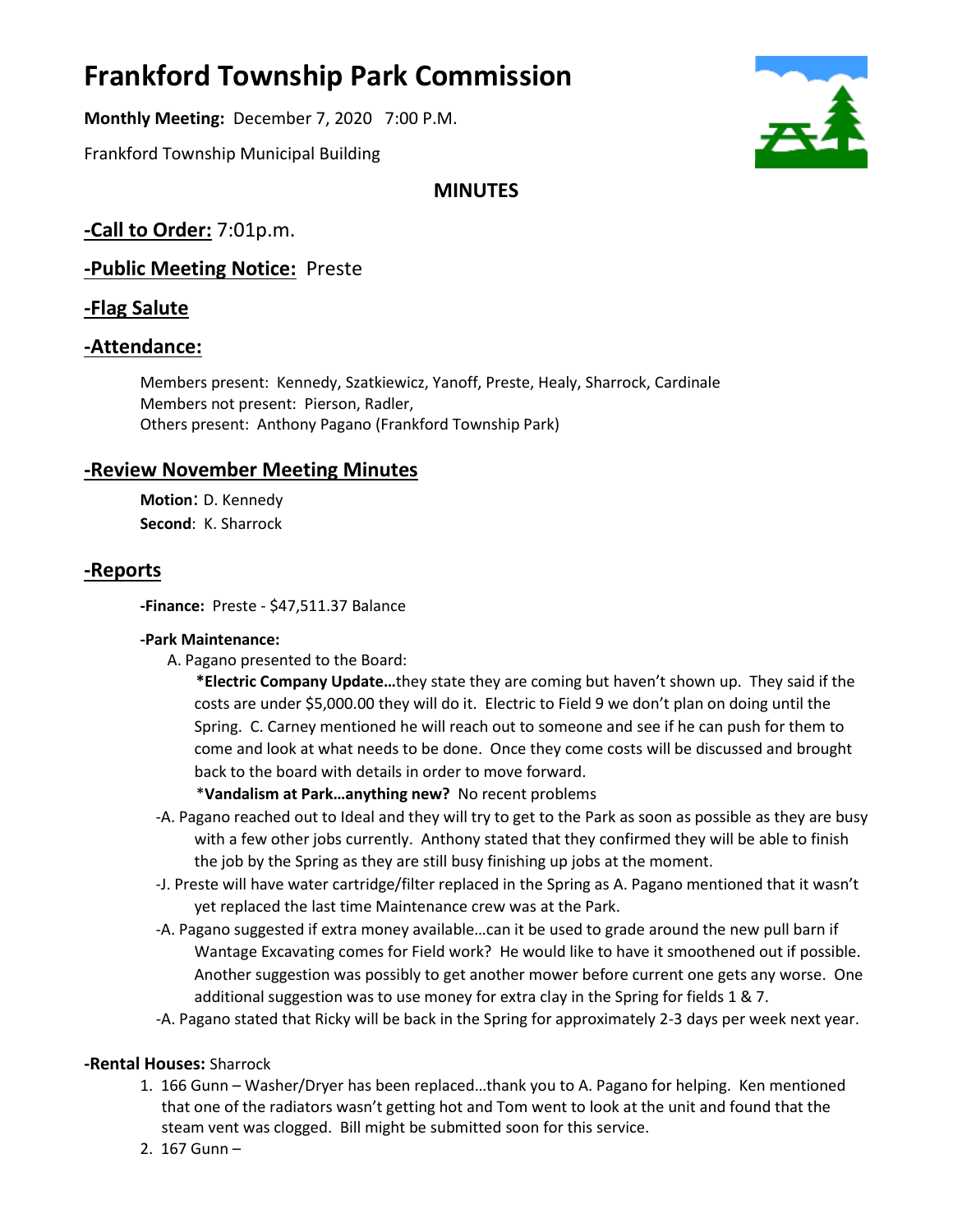# Frankford Township Park Commission

**Monthly Meeting:** December 7, 2020 7:00 P.M.

Frankford Township Municipal Building

## MINUTES

## -Call to Order: 7:01p.m.

## -Public Meeting Notice: Preste

## -Flag Salute

## -Attendance:

Members present: Kennedy, Szatkiewicz, Yanoff, Preste, Healy, Sharrock, Cardinale
Members not present: Pierson, Radler,
Others present: Anthony Pagano (Frankford Township Park)

## -Review November Meeting Minutes

**Motion**: D. Kennedy
**Second**: K. Sharrock

## -Reports

**-Finance:** Preste - $47,511.37 Balance

**-Park Maintenance:**

A. Pagano presented to the Board:

***Electric Company Update…**they state they are coming but haven't shown up. They said if the costs are under $5,000.00 they will do it. Electric to Field 9 we don't plan on doing until the Spring. C. Carney mentioned he will reach out to someone and see if he can push for them to come and look at what needs to be done. Once they come costs will be discussed and brought back to the board with details in order to move forward.

***Vandalism at Park…anything new?** No recent problems

-A. Pagano reached out to Ideal and they will try to get to the Park as soon as possible as they are busy with a few other jobs currently. Anthony stated that they confirmed they will be able to finish the job by the Spring as they are still busy finishing up jobs at the moment.

-J. Preste will have water cartridge/filter replaced in the Spring as A. Pagano mentioned that it wasn't yet replaced the last time Maintenance crew was at the Park.

-A. Pagano suggested if extra money available…can it be used to grade around the new pull barn if Wantage Excavating comes for Field work? He would like to have it smoothened out if possible. Another suggestion was possibly to get another mower before current one gets any worse. One additional suggestion was to use money for extra clay in the Spring for fields 1 & 7.

-A. Pagano stated that Ricky will be back in the Spring for approximately 2-3 days per week next year.

**-Rental Houses:** Sharrock

1. 166 Gunn – Washer/Dryer has been replaced…thank you to A. Pagano for helping. Ken mentioned that one of the radiators wasn't getting hot and Tom went to look at the unit and found that the steam vent was clogged. Bill might be submitted soon for this service.
2. 167 Gunn –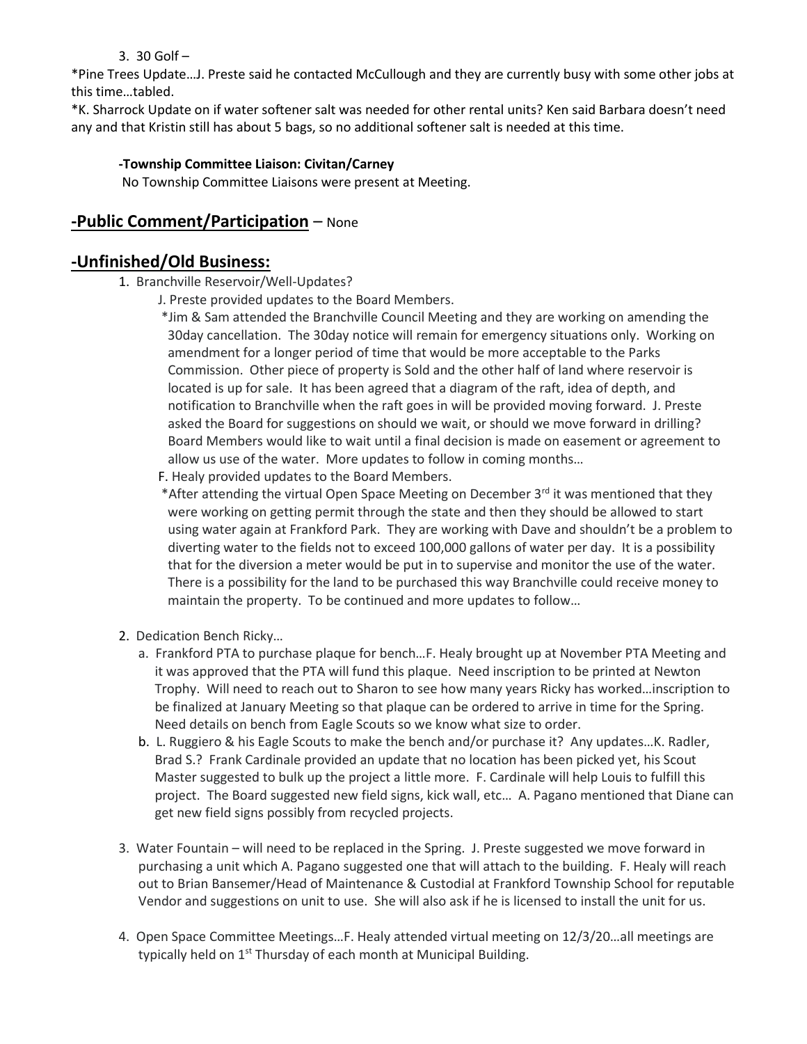3. 30 Golf –

*Pine Trees Update…J. Preste said he contacted McCullough and they are currently busy with some other jobs at this time…tabled.

*K. Sharrock Update on if water softener salt was needed for other rental units? Ken said Barbara doesn't need any and that Kristin still has about 5 bags, so no additional softener salt is needed at this time.

**-Township Committee Liaison: Civitan/Carney**

No Township Committee Liaisons were present at Meeting.

## -Public Comment/Participation – None

## -Unfinished/Old Business:

1. Branchville Reservoir/Well-Updates?

   J. Preste provided updates to the Board Members.

   *Jim & Sam attended the Branchville Council Meeting and they are working on amending the 30day cancellation. The 30day notice will remain for emergency situations only. Working on amendment for a longer period of time that would be more acceptable to the Parks Commission. Other piece of property is Sold and the other half of land where reservoir is located is up for sale. It has been agreed that a diagram of the raft, idea of depth, and notification to Branchville when the raft goes in will be provided moving forward. J. Preste asked the Board for suggestions on should we wait, or should we move forward in drilling? Board Members would like to wait until a final decision is made on easement or agreement to allow us use of the water. More updates to follow in coming months…

   F. Healy provided updates to the Board Members.

   *After attending the virtual Open Space Meeting on December 3rd it was mentioned that they were working on getting permit through the state and then they should be allowed to start using water again at Frankford Park. They are working with Dave and shouldn't be a problem to diverting water to the fields not to exceed 100,000 gallons of water per day. It is a possibility that for the diversion a meter would be put in to supervise and monitor the use of the water. There is a possibility for the land to be purchased this way Branchville could receive money to maintain the property. To be continued and more updates to follow…

2. Dedication Bench Ricky…
   a. Frankford PTA to purchase plaque for bench…F. Healy brought up at November PTA Meeting and it was approved that the PTA will fund this plaque. Need inscription to be printed at Newton Trophy. Will need to reach out to Sharon to see how many years Ricky has worked…inscription to be finalized at January Meeting so that plaque can be ordered to arrive in time for the Spring. Need details on bench from Eagle Scouts so we know what size to order.
   b. L. Ruggiero & his Eagle Scouts to make the bench and/or purchase it? Any updates…K. Radler, Brad S.? Frank Cardinale provided an update that no location has been picked yet, his Scout Master suggested to bulk up the project a little more. F. Cardinale will help Louis to fulfill this project. The Board suggested new field signs, kick wall, etc… A. Pagano mentioned that Diane can get new field signs possibly from recycled projects.

3. Water Fountain – will need to be replaced in the Spring. J. Preste suggested we move forward in purchasing a unit which A. Pagano suggested one that will attach to the building. F. Healy will reach out to Brian Bansemer/Head of Maintenance & Custodial at Frankford Township School for reputable Vendor and suggestions on unit to use. She will also ask if he is licensed to install the unit for us.

4. Open Space Committee Meetings…F. Healy attended virtual meeting on 12/3/20…all meetings are typically held on 1st Thursday of each month at Municipal Building.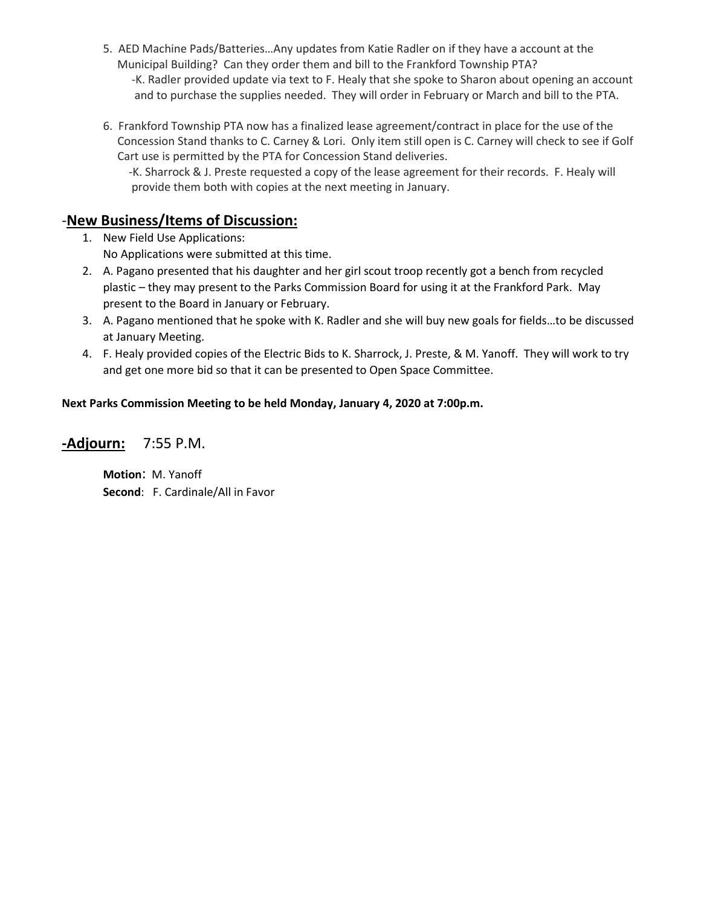5. AED Machine Pads/Batteries…Any updates from Katie Radler on if they have a account at the Municipal Building? Can they order them and bill to the Frankford Township PTA?
   -K. Radler provided update via text to F. Healy that she spoke to Sharon about opening an account and to purchase the supplies needed. They will order in February or March and bill to the PTA.

6. Frankford Township PTA now has a finalized lease agreement/contract in place for the use of the Concession Stand thanks to C. Carney & Lori. Only item still open is C. Carney will check to see if Golf Cart use is permitted by the PTA for Concession Stand deliveries.
   -K. Sharrock & J. Preste requested a copy of the lease agreement for their records. F. Healy will provide them both with copies at the next meeting in January.

## -**New Business/Items of Discussion:**

1. New Field Use Applications:
   No Applications were submitted at this time.
2. A. Pagano presented that his daughter and her girl scout troop recently got a bench from recycled plastic – they may present to the Parks Commission Board for using it at the Frankford Park. May present to the Board in January or February.
3. A. Pagano mentioned that he spoke with K. Radler and she will buy new goals for fields…to be discussed at January Meeting.
4. F. Healy provided copies of the Electric Bids to K. Sharrock, J. Preste, & M. Yanoff. They will work to try and get one more bid so that it can be presented to Open Space Committee.

**Next Parks Commission Meeting to be held Monday, January 4, 2020 at 7:00p.m.**

## **-Adjourn:** 7:55 P.M.

**Motion**: M. Yanoff
**Second**: F. Cardinale/All in Favor